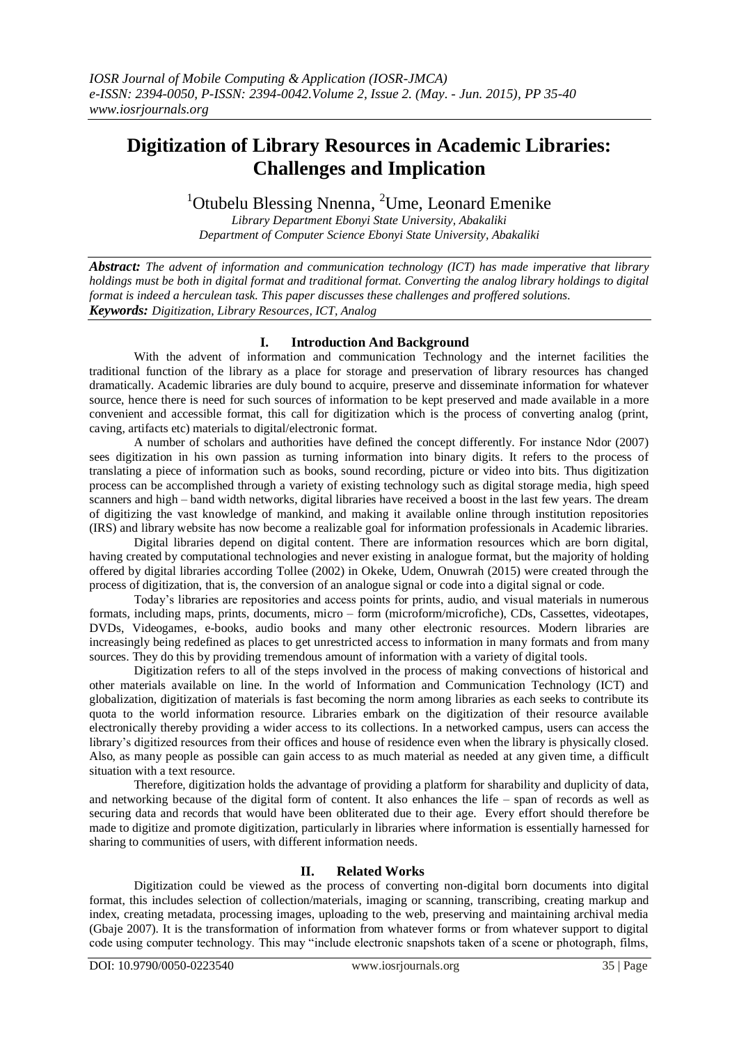# Digitization of Library Resources in Academic Libraries: Challenges and Implication

[1]Otubelu Blessing Nnenna, [2]Ume, Leonard Emenike

*Library Department Ebonyi State University, Abakaliki*
*Department of Computer Science Ebonyi State University, Abakaliki*

***Abstract:*** *The advent of information and communication technology (ICT) has made imperative that library holdings must be both in digital format and traditional format. Converting the analog library holdings to digital format is indeed a herculean task. This paper discusses these challenges and proffered solutions.*

***Keywords:*** *Digitization, Library Resources, ICT, Analog*

## I. Introduction And Background

With the advent of information and communication Technology and the internet facilities the traditional function of the library as a place for storage and preservation of library resources has changed dramatically. Academic libraries are duly bound to acquire, preserve and disseminate information for whatever source, hence there is need for such sources of information to be kept preserved and made available in a more convenient and accessible format, this call for digitization which is the process of converting analog (print, caving, artifacts etc) materials to digital/electronic format.

A number of scholars and authorities have defined the concept differently. For instance Ndor (2007) sees digitization in his own passion as turning information into binary digits. It refers to the process of translating a piece of information such as books, sound recording, picture or video into bits. Thus digitization process can be accomplished through a variety of existing technology such as digital storage media, high speed scanners and high – band width networks, digital libraries have received a boost in the last few years. The dream of digitizing the vast knowledge of mankind, and making it available online through institution repositories (IRS) and library website has now become a realizable goal for information professionals in Academic libraries.

Digital libraries depend on digital content. There are information resources which are born digital, having created by computational technologies and never existing in analogue format, but the majority of holding offered by digital libraries according Tollee (2002) in Okeke, Udem, Onuwrah (2015) were created through the process of digitization, that is, the conversion of an analogue signal or code into a digital signal or code.

Today's libraries are repositories and access points for prints, audio, and visual materials in numerous formats, including maps, prints, documents, micro – form (microform/microfiche), CDs, Cassettes, videotapes, DVDs, Videogames, e-books, audio books and many other electronic resources. Modern libraries are increasingly being redefined as places to get unrestricted access to information in many formats and from many sources. They do this by providing tremendous amount of information with a variety of digital tools.

Digitization refers to all of the steps involved in the process of making convections of historical and other materials available on line. In the world of Information and Communication Technology (ICT) and globalization, digitization of materials is fast becoming the norm among libraries as each seeks to contribute its quota to the world information resource. Libraries embark on the digitization of their resource available electronically thereby providing a wider access to its collections. In a networked campus, users can access the library's digitized resources from their offices and house of residence even when the library is physically closed. Also, as many people as possible can gain access to as much material as needed at any given time, a difficult situation with a text resource.

Therefore, digitization holds the advantage of providing a platform for sharability and duplicity of data, and networking because of the digital form of content. It also enhances the life – span of records as well as securing data and records that would have been obliterated due to their age. Every effort should therefore be made to digitize and promote digitization, particularly in libraries where information is essentially harnessed for sharing to communities of users, with different information needs.

## II. Related Works

Digitization could be viewed as the process of converting non-digital born documents into digital format, this includes selection of collection/materials, imaging or scanning, transcribing, creating markup and index, creating metadata, processing images, uploading to the web, preserving and maintaining archival media (Gbaje 2007). It is the transformation of information from whatever forms or from whatever support to digital code using computer technology. This may "include electronic snapshots taken of a scene or photograph, films,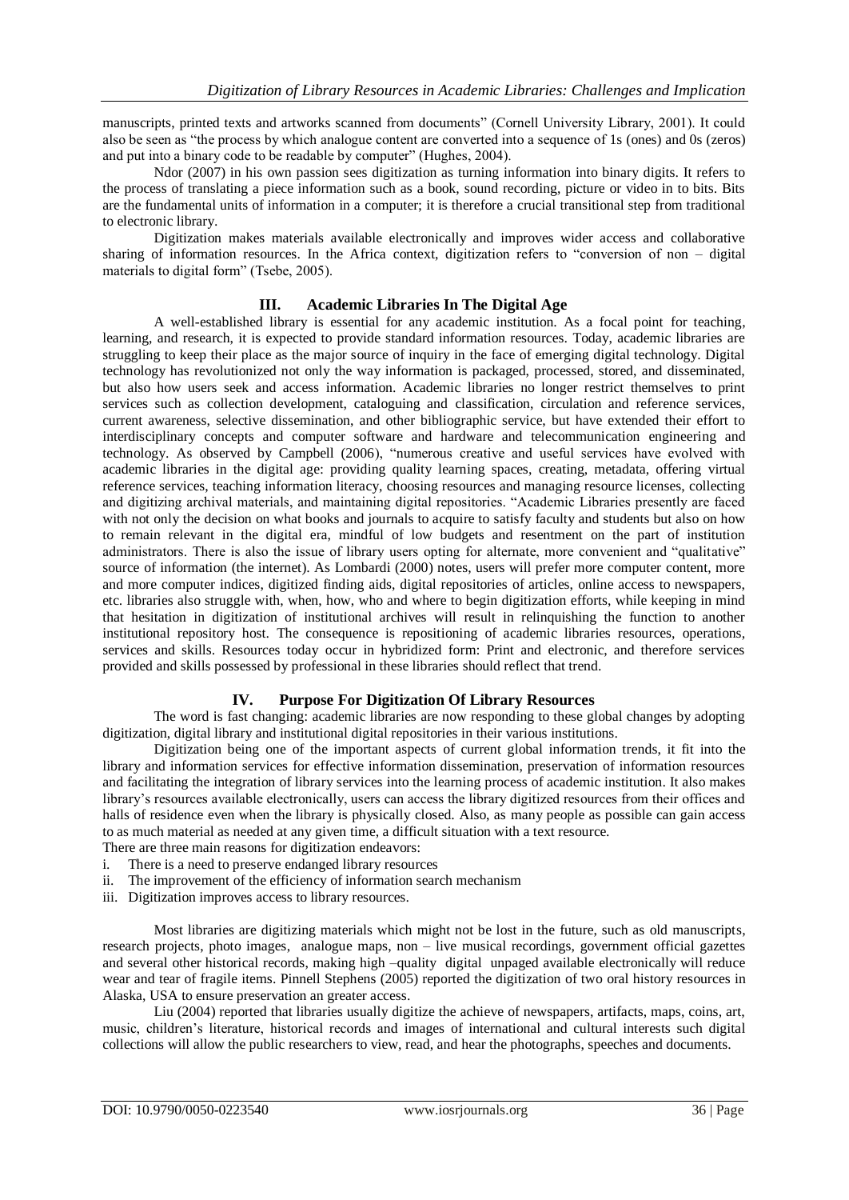manuscripts, printed texts and artworks scanned from documents" (Cornell University Library, 2001). It could also be seen as "the process by which analogue content are converted into a sequence of 1s (ones) and 0s (zeros) and put into a binary code to be readable by computer" (Hughes, 2004).

Ndor (2007) in his own passion sees digitization as turning information into binary digits. It refers to the process of translating a piece information such as a book, sound recording, picture or video in to bits. Bits are the fundamental units of information in a computer; it is therefore a crucial transitional step from traditional to electronic library.

Digitization makes materials available electronically and improves wider access and collaborative sharing of information resources. In the Africa context, digitization refers to "conversion of non – digital materials to digital form" (Tsebe, 2005).

## III. Academic Libraries In The Digital Age

A well-established library is essential for any academic institution. As a focal point for teaching, learning, and research, it is expected to provide standard information resources. Today, academic libraries are struggling to keep their place as the major source of inquiry in the face of emerging digital technology. Digital technology has revolutionized not only the way information is packaged, processed, stored, and disseminated, but also how users seek and access information. Academic libraries no longer restrict themselves to print services such as collection development, cataloguing and classification, circulation and reference services, current awareness, selective dissemination, and other bibliographic service, but have extended their effort to interdisciplinary concepts and computer software and hardware and telecommunication engineering and technology. As observed by Campbell (2006), "numerous creative and useful services have evolved with academic libraries in the digital age: providing quality learning spaces, creating, metadata, offering virtual reference services, teaching information literacy, choosing resources and managing resource licenses, collecting and digitizing archival materials, and maintaining digital repositories. "Academic Libraries presently are faced with not only the decision on what books and journals to acquire to satisfy faculty and students but also on how to remain relevant in the digital era, mindful of low budgets and resentment on the part of institution administrators. There is also the issue of library users opting for alternate, more convenient and "qualitative" source of information (the internet). As Lombardi (2000) notes, users will prefer more computer content, more and more computer indices, digitized finding aids, digital repositories of articles, online access to newspapers, etc. libraries also struggle with, when, how, who and where to begin digitization efforts, while keeping in mind that hesitation in digitization of institutional archives will result in relinquishing the function to another institutional repository host. The consequence is repositioning of academic libraries resources, operations, services and skills. Resources today occur in hybridized form: Print and electronic, and therefore services provided and skills possessed by professional in these libraries should reflect that trend.

## IV. Purpose For Digitization Of Library Resources

The word is fast changing: academic libraries are now responding to these global changes by adopting digitization, digital library and institutional digital repositories in their various institutions.

Digitization being one of the important aspects of current global information trends, it fit into the library and information services for effective information dissemination, preservation of information resources and facilitating the integration of library services into the learning process of academic institution. It also makes library's resources available electronically, users can access the library digitized resources from their offices and halls of residence even when the library is physically closed. Also, as many people as possible can gain access to as much material as needed at any given time, a difficult situation with a text resource.

There are three main reasons for digitization endeavors:

i. There is a need to preserve endanged library resources
ii. The improvement of the efficiency of information search mechanism
iii. Digitization improves access to library resources.

Most libraries are digitizing materials which might not be lost in the future, such as old manuscripts, research projects, photo images, analogue maps, non – live musical recordings, government official gazettes and several other historical records, making high –quality digital unpaged available electronically will reduce wear and tear of fragile items. Pinnell Stephens (2005) reported the digitization of two oral history resources in Alaska, USA to ensure preservation an greater access.

Liu (2004) reported that libraries usually digitize the achieve of newspapers, artifacts, maps, coins, art, music, children's literature, historical records and images of international and cultural interests such digital collections will allow the public researchers to view, read, and hear the photographs, speeches and documents.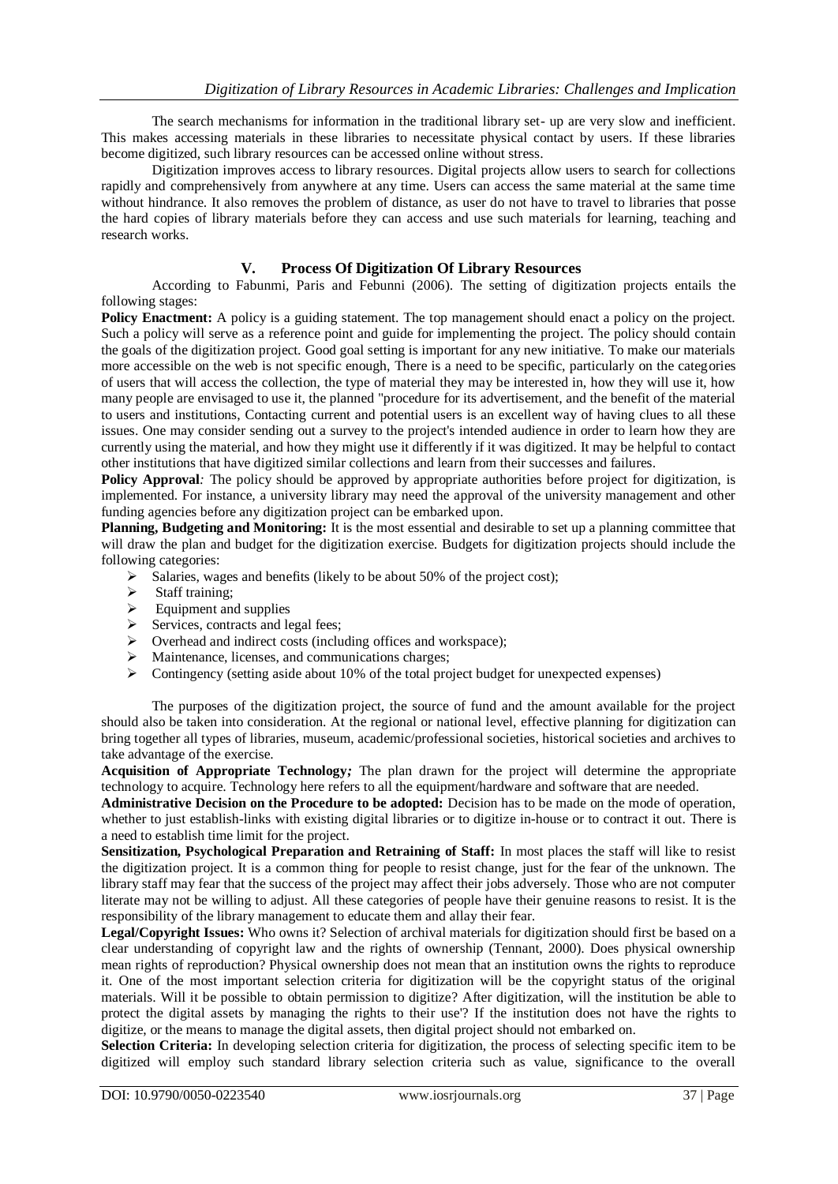The search mechanisms for information in the traditional library set- up are very slow and inefficient. This makes accessing materials in these libraries to necessitate physical contact by users. If these libraries become digitized, such library resources can be accessed online without stress.

Digitization improves access to library resources. Digital projects allow users to search for collections rapidly and comprehensively from anywhere at any time. Users can access the same material at the same time without hindrance. It also removes the problem of distance, as user do not have to travel to libraries that posse the hard copies of library materials before they can access and use such materials for learning, teaching and research works.

## V. Process Of Digitization Of Library Resources

According to Fabunmi, Paris and Febunni (2006). The setting of digitization projects entails the following stages:

**Policy Enactment:** A policy is a guiding statement. The top management should enact a policy on the project. Such a policy will serve as a reference point and guide for implementing the project. The policy should contain the goals of the digitization project. Good goal setting is important for any new initiative. To make our materials more accessible on the web is not specific enough, There is a need to be specific, particularly on the categories of users that will access the collection, the type of material they may be interested in, how they will use it, how many people are envisaged to use it, the planned "procedure for its advertisement, and the benefit of the material to users and institutions, Contacting current and potential users is an excellent way of having clues to all these issues. One may consider sending out a survey to the project's intended audience in order to learn how they are currently using the material, and how they might use it differently if it was digitized. It may be helpful to contact other institutions that have digitized similar collections and learn from their successes and failures.

**Policy Approval***:* The policy should be approved by appropriate authorities before project for digitization, is implemented. For instance, a university library may need the approval of the university management and other funding agencies before any digitization project can be embarked upon.

**Planning, Budgeting and Monitoring:** It is the most essential and desirable to set up a planning committee that will draw the plan and budget for the digitization exercise. Budgets for digitization projects should include the following categories:

- Salaries, wages and benefits (likely to be about 50% of the project cost);
- Staff training;
- Equipment and supplies
- Services, contracts and legal fees;
- Overhead and indirect costs (including offices and workspace);
- Maintenance, licenses, and communications charges;
- Contingency (setting aside about 10% of the total project budget for unexpected expenses)

The purposes of the digitization project, the source of fund and the amount available for the project should also be taken into consideration. At the regional or national level, effective planning for digitization can bring together all types of libraries, museum, academic/professional societies, historical societies and archives to take advantage of the exercise.

**Acquisition of Appropriate Technology***;* The plan drawn for the project will determine the appropriate technology to acquire. Technology here refers to all the equipment/hardware and software that are needed.

**Administrative Decision on the Procedure to be adopted:** Decision has to be made on the mode of operation, whether to just establish-links with existing digital libraries or to digitize in-house or to contract it out. There is a need to establish time limit for the project.

**Sensitization, Psychological Preparation and Retraining of Staff:** In most places the staff will like to resist the digitization project. It is a common thing for people to resist change, just for the fear of the unknown. The library staff may fear that the success of the project may affect their jobs adversely. Those who are not computer literate may not be willing to adjust. All these categories of people have their genuine reasons to resist. It is the responsibility of the library management to educate them and allay their fear.

**Legal/Copyright Issues:** Who owns it? Selection of archival materials for digitization should first be based on a clear understanding of copyright law and the rights of ownership (Tennant, 2000). Does physical ownership mean rights of reproduction? Physical ownership does not mean that an institution owns the rights to reproduce it. One of the most important selection criteria for digitization will be the copyright status of the original materials. Will it be possible to obtain permission to digitize? After digitization, will the institution be able to protect the digital assets by managing the rights to their use'? If the institution does not have the rights to digitize, or the means to manage the digital assets, then digital project should not embarked on.

**Selection Criteria:** In developing selection criteria for digitization, the process of selecting specific item to be digitized will employ such standard library selection criteria such as value, significance to the overall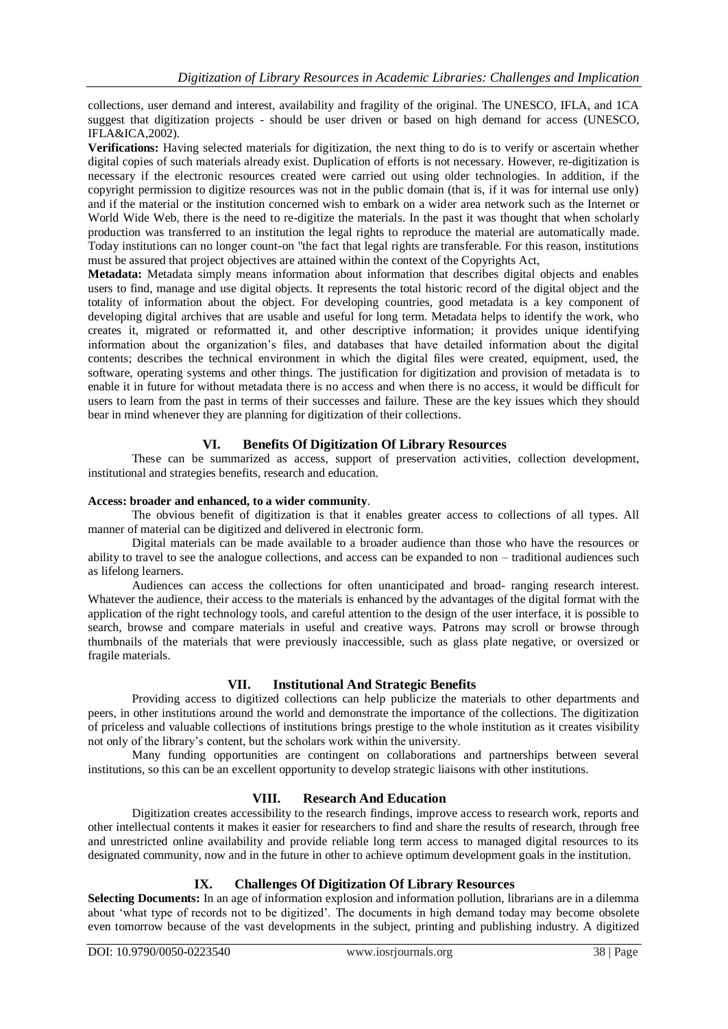collections, user demand and interest, availability and fragility of the original. The UNESCO, IFLA, and 1CA suggest that digitization projects - should be user driven or based on high demand for access (UNESCO, IFLA&ICA,2002).

**Verifications:** Having selected materials for digitization, the next thing to do is to verify or ascertain whether digital copies of such materials already exist. Duplication of efforts is not necessary. However, re-digitization is necessary if the electronic resources created were carried out using older technologies. In addition, if the copyright permission to digitize resources was not in the public domain (that is, if it was for internal use only) and if the material or the institution concerned wish to embark on a wider area network such as the Internet or World Wide Web, there is the need to re-digitize the materials. In the past it was thought that when scholarly production was transferred to an institution the legal rights to reproduce the material are automatically made. Today institutions can no longer count-on "the fact that legal rights are transferable. For this reason, institutions must be assured that project objectives are attained within the context of the Copyrights Act,

**Metadata:** Metadata simply means information about information that describes digital objects and enables users to find, manage and use digital objects. It represents the total historic record of the digital object and the totality of information about the object. For developing countries, good metadata is a key component of developing digital archives that are usable and useful for long term. Metadata helps to identify the work, who creates it, migrated or reformatted it, and other descriptive information; it provides unique identifying information about the organization's files, and databases that have detailed information about the digital contents; describes the technical environment in which the digital files were created, equipment, used, the software, operating systems and other things. The justification for digitization and provision of metadata is to enable it in future for without metadata there is no access and when there is no access, it would be difficult for users to learn from the past in terms of their successes and failure. These are the key issues which they should bear in mind whenever they are planning for digitization of their collections.

## VI. Benefits Of Digitization Of Library Resources

These can be summarized as access, support of preservation activities, collection development, institutional and strategies benefits, research and education.

**Access: broader and enhanced, to a wider community**.

The obvious benefit of digitization is that it enables greater access to collections of all types. All manner of material can be digitized and delivered in electronic form.

Digital materials can be made available to a broader audience than those who have the resources or ability to travel to see the analogue collections, and access can be expanded to non – traditional audiences such as lifelong learners.

Audiences can access the collections for often unanticipated and broad- ranging research interest. Whatever the audience, their access to the materials is enhanced by the advantages of the digital format with the application of the right technology tools, and careful attention to the design of the user interface, it is possible to search, browse and compare materials in useful and creative ways. Patrons may scroll or browse through thumbnails of the materials that were previously inaccessible, such as glass plate negative, or oversized or fragile materials.

## VII. Institutional And Strategic Benefits

Providing access to digitized collections can help publicize the materials to other departments and peers, in other institutions around the world and demonstrate the importance of the collections. The digitization of priceless and valuable collections of institutions brings prestige to the whole institution as it creates visibility not only of the library's content, but the scholars work within the university.

Many funding opportunities are contingent on collaborations and partnerships between several institutions, so this can be an excellent opportunity to develop strategic liaisons with other institutions.

## VIII. Research And Education

Digitization creates accessibility to the research findings, improve access to research work, reports and other intellectual contents it makes it easier for researchers to find and share the results of research, through free and unrestricted online availability and provide reliable long term access to managed digital resources to its designated community, now and in the future in other to achieve optimum development goals in the institution.

## IX. Challenges Of Digitization Of Library Resources

**Selecting Documents:** In an age of information explosion and information pollution, librarians are in a dilemma about 'what type of records not to be digitized'. The documents in high demand today may become obsolete even tomorrow because of the vast developments in the subject, printing and publishing industry. A digitized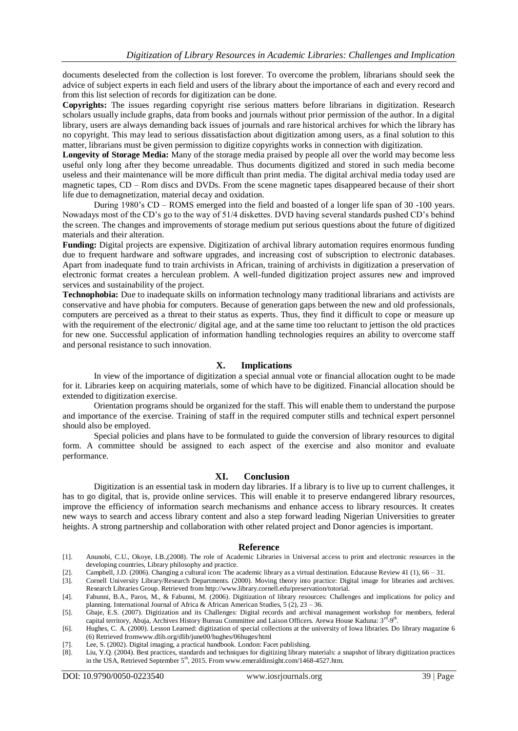documents deselected from the collection is lost forever. To overcome the problem, librarians should seek the advice of subject experts in each field and users of the library about the importance of each and every record and from this list selection of records for digitization can be done.

**Copyrights:** The issues regarding copyright rise serious matters before librarians in digitization. Research scholars usually include graphs, data from books and journals without prior permission of the author. In a digital library, users are always demanding back issues of journals and rare historical archives for which the library has no copyright. This may lead to serious dissatisfaction about digitization among users, as a final solution to this matter, librarians must be given permission to digitize copyrights works in connection with digitization.

**Longevity of Storage Media:** Many of the storage media praised by people all over the world may become less useful only long after they become unreadable. Thus documents digitized and stored in such media become useless and their maintenance will be more difficult than print media. The digital archival media today used are magnetic tapes, CD – Rom discs and DVDs. From the scene magnetic tapes disappeared because of their short life due to demagnetization, material decay and oxidation.

During 1980's CD – ROMS emerged into the field and boasted of a longer life span of 30 -100 years. Nowadays most of the CD's go to the way of 51/4 diskettes. DVD having several standards pushed CD's behind the screen. The changes and improvements of storage medium put serious questions about the future of digitized materials and their alteration.

**Funding:** Digital projects are expensive. Digitization of archival library automation requires enormous funding due to frequent hardware and software upgrades, and increasing cost of subscription to electronic databases. Apart from inadequate fund to train archivists in African, training of archivists in digitization a preservation of electronic format creates a herculean problem. A well-funded digitization project assures new and improved services and sustainability of the project.

**Technophobia:** Due to inadequate skills on information technology many traditional librarians and activists are conservative and have phobia for computers. Because of generation gaps between the new and old professionals, computers are perceived as a threat to their status as experts. Thus, they find it difficult to cope or measure up with the requirement of the electronic/ digital age, and at the same time too reluctant to jettison the old practices for new one. Successful application of information handling technologies requires an ability to overcome staff and personal resistance to such innovation.

## X. Implications

In view of the importance of digitization a special annual vote or financial allocation ought to be made for it. Libraries keep on acquiring materials, some of which have to be digitized. Financial allocation should be extended to digitization exercise.

Orientation programs should be organized for the staff. This will enable them to understand the purpose and importance of the exercise. Training of staff in the required computer stills and technical expert personnel should also be employed.

Special policies and plans have to be formulated to guide the conversion of library resources to digital form. A committee should be assigned to each aspect of the exercise and also monitor and evaluate performance.

## XI. Conclusion

Digitization is an essential task in modern day libraries. If a library is to live up to current challenges, it has to go digital, that is, provide online services. This will enable it to preserve endangered library resources, improve the efficiency of information search mechanisms and enhance access to library resources. It creates new ways to search and access library content and also a step forward leading Nigerian Universities to greater heights. A strong partnership and collaboration with other related project and Donor agencies is important.

## Reference

[1]. Anunobi, C.U., Okoye, I.B.,(2008). The role of Academic Libraries in Universal access to print and electronic resources in the developing countries, Library philosophy and practice.

[2]. Campbell, J.D. (2006). Changing a cultural icon: The academic library as a virtual destination. Educause Review 41 (1), 66 – 31.

[3]. Cornell University Library/Research Departments. (2000). Moving theory into practice: Digital image for libraries and archives. Research Libraries Group. Retrieved from http://www.library.cornell.edu/preservation/totorial.

[4]. Fabunni, B.A., Paros, M., & Fabunni, M. (2006). Digitization of library resources: Challenges and implications for policy and planning. International Journal of Africa & African American Studies, 5 (2), 23 – 36.

[5]. Gbaje, E.S. (2007). Digitization and its Challenges: Digital records and archival management workshop for members, federal capital territory, Abuja, Archives History Bureau Committee and Laison Officers. Arewa House Kaduna: 3rd-9th.

[6]. Hughes, C. A. (2000). Lesson Learned: digitization of special collections at the university of Iowa libraries. Do library magazine 6 (6) Retrieved fromwww.dlib.org/dlib/june00/hughes/06huges/html

[7]. Lee, S. (2002). Digital imaging, a practical handbook. London: Facet publishing.

[8]. Liu, Y.Q. (2004). Best practices, standards and techniques for digitizing library materials: a snapshot of library digitization practices in the USA, Retrieved September 5th, 2015. From www.emeraldinsight.com/1468-4527.htm.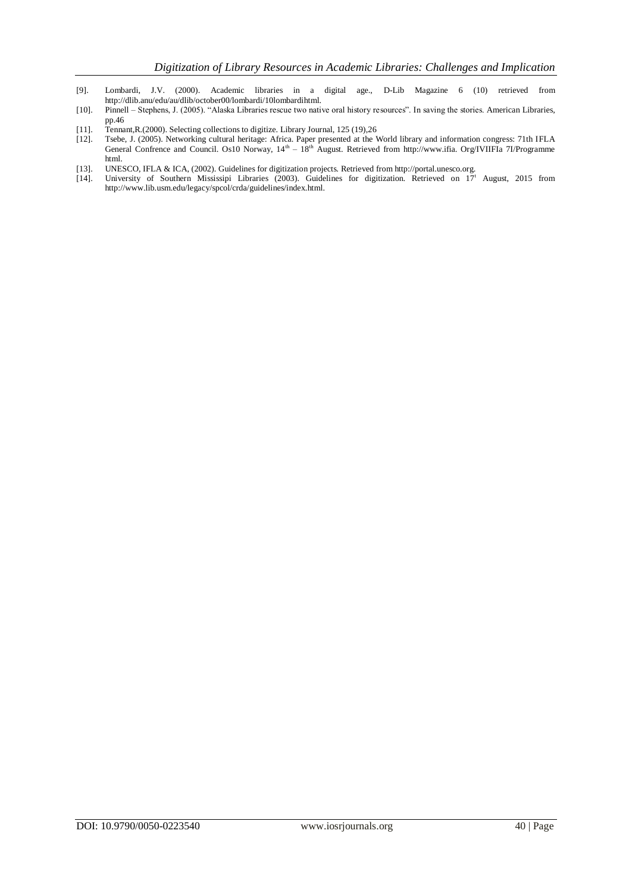[9]. Lombardi, J.V. (2000). Academic libraries in a digital age., D-Lib Magazine 6 (10) retrieved from http://dlib.anu/edu/au/dlib/october00/lombardi/10lombardihtml.

[10]. Pinnell – Stephens, J. (2005). "Alaska Libraries rescue two native oral history resources". In saving the stories. American Libraries, pp.46

[11]. Tennant,R.(2000). Selecting collections to digitize. Library Journal, 125 (19),26

[12]. Tsebe, J. (2005). Networking cultural heritage: Africa. Paper presented at the World library and information congress: 71th IFLA General Confrence and Council. Os10 Norway, 14th – 18th August. Retrieved from http://www.ifia. Org/IVIIFIa 7I/Programme html.

[13]. UNESCO, IFLA & ICA, (2002). Guidelines for digitization projects. Retrieved from http://portal.unesco.org.

[14]. University of Southern Mississipi Libraries (2003). Guidelines for digitization. Retrieved on 17t August, 2015 from http://www.lib.usm.edu/legacy/spcol/crda/guidelines/index.html.